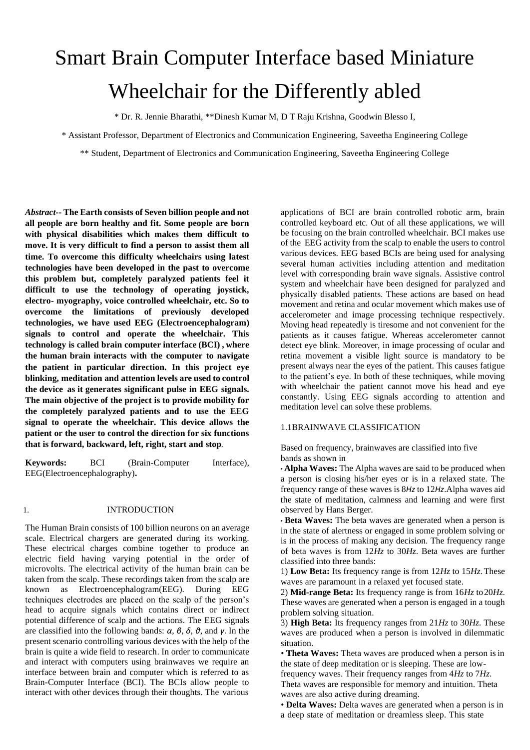# Smart Brain Computer Interface based Miniature Wheelchair for the Differently abled

* Dr. R. Jennie Bharathi, **Dinesh Kumar M, D T Raju Krishna, Goodwin Blesso I,

* Assistant Professor, Department of Electronics and Communication Engineering, Saveetha Engineering College

** Student, Department of Electronics and Communication Engineering, Saveetha Engineering College

***Abstract*-- The Earth consists of Seven billion people and not all people are born healthy and fit. Some people are born with physical disabilities which makes them difficult to move. It is very difficult to find a person to assist them all time. To overcome this difficulty wheelchairs using latest technologies have been developed in the past to overcome this problem but, completely paralyzed patients feel it difficult to use the technology of operating joystick, electro- myography, voice controlled wheelchair, etc. So to overcome the limitations of previously developed technologies, we have used EEG (Electroencephalogram) signals to control and operate the wheelchair. This technology is called brain computer interface (BCI) , where the human brain interacts with the computer to navigate the patient in particular direction. In this project eye blinking, meditation and attention levels are used to control the device as it generates significant pulse in EEG signals. The main objective of the project is to provide mobility for the completely paralyzed patients and to use the EEG signal to operate the wheelchair. This device allows the patient or the user to control the direction for six functions that is forward, backward, left, right, start and stop**.

**Keywords:** BCI (Brain-Computer Interface), EEG(Electroencephalography)**.**

## 1. INTRODUCTION

The Human Brain consists of 100 billion neurons on an average scale. Electrical chargers are generated during its working. These electrical charges combine together to produce an electric field having varying potential in the order of microvolts. The electrical activity of the human brain can be taken from the scalp. These recordings taken from the scalp are known as Electroencephalogram(EEG). During EEG techniques electrodes are placed on the scalp of the person's head to acquire signals which contains direct or indirect potential difference of scalp and the actions. The EEG signals are classified into the following bands: $\alpha$, $\beta$, $\delta$, $\vartheta$, and $\gamma$. In the present scenario controlling various devices with the help of the brain is quite a wide field to research. In order to communicate and interact with computers using brainwaves we require an interface between brain and computer which is referred to as Brain-Computer Interface (BCI). The BCIs allow people to interact with other devices through their thoughts. The various applications of BCI are brain controlled robotic arm, brain controlled keyboard etc. Out of all these applications, we will be focusing on the brain controlled wheelchair. BCI makes use of the EEG activity from the scalp to enable the users to control various devices. EEG based BCIs are being used for analysing several human activities including attention and meditation level with corresponding brain wave signals. Assistive control system and wheelchair have been designed for paralyzed and physically disabled patients. These actions are based on head movement and retina and ocular movement which makes use of accelerometer and image processing technique respectively. Moving head repeatedly is tiresome and not convenient for the patients as it causes fatigue. Whereas accelerometer cannot detect eye blink. Moreover, in image processing of ocular and retina movement a visible light source is mandatory to be present always near the eyes of the patient. This causes fatigue to the patient's eye. In both of these techniques, while moving with wheelchair the patient cannot move his head and eye constantly. Using EEG signals according to attention and meditation level can solve these problems.

### 1.1BRAINWAVE CLASSIFICATION

Based on frequency, brainwaves are classified into five bands as shown in

- **Alpha Waves:** The Alpha waves are said to be produced when a person is closing his/her eyes or is in a relaxed state. The frequency range of these waves is 8$Hz$ to 12$Hz$.Alpha waves aid the state of meditation, calmness and learning and were first observed by Hans Berger.
- **Beta Waves:** The beta waves are generated when a person is in the state of alertness or engaged in some problem solving or is in the process of making any decision. The frequency range of beta waves is from 12$Hz$ to 30$Hz$. Beta waves are further classified into three bands:

1) **Low Beta:** Its frequency range is from 12$Hz$ to 15$Hz$. These waves are paramount in a relaxed yet focused state.
2) **Mid-range Beta:** Its frequency range is from 16$Hz$ to 20$Hz$. These waves are generated when a person is engaged in a tough problem solving situation.
3) **High Beta:** Its frequency ranges from 21$Hz$ to 30$Hz$. These waves are produced when a person is involved in dilemmatic situation.

- **Theta Waves:** Theta waves are produced when a person is in the state of deep meditation or is sleeping. These are low-frequency waves. Their frequency ranges from 4$Hz$ to 7$Hz$. Theta waves are responsible for memory and intuition. Theta waves are also active during dreaming.
- **Delta Waves:** Delta waves are generated when a person is in a deep state of meditation or dreamless sleep. This state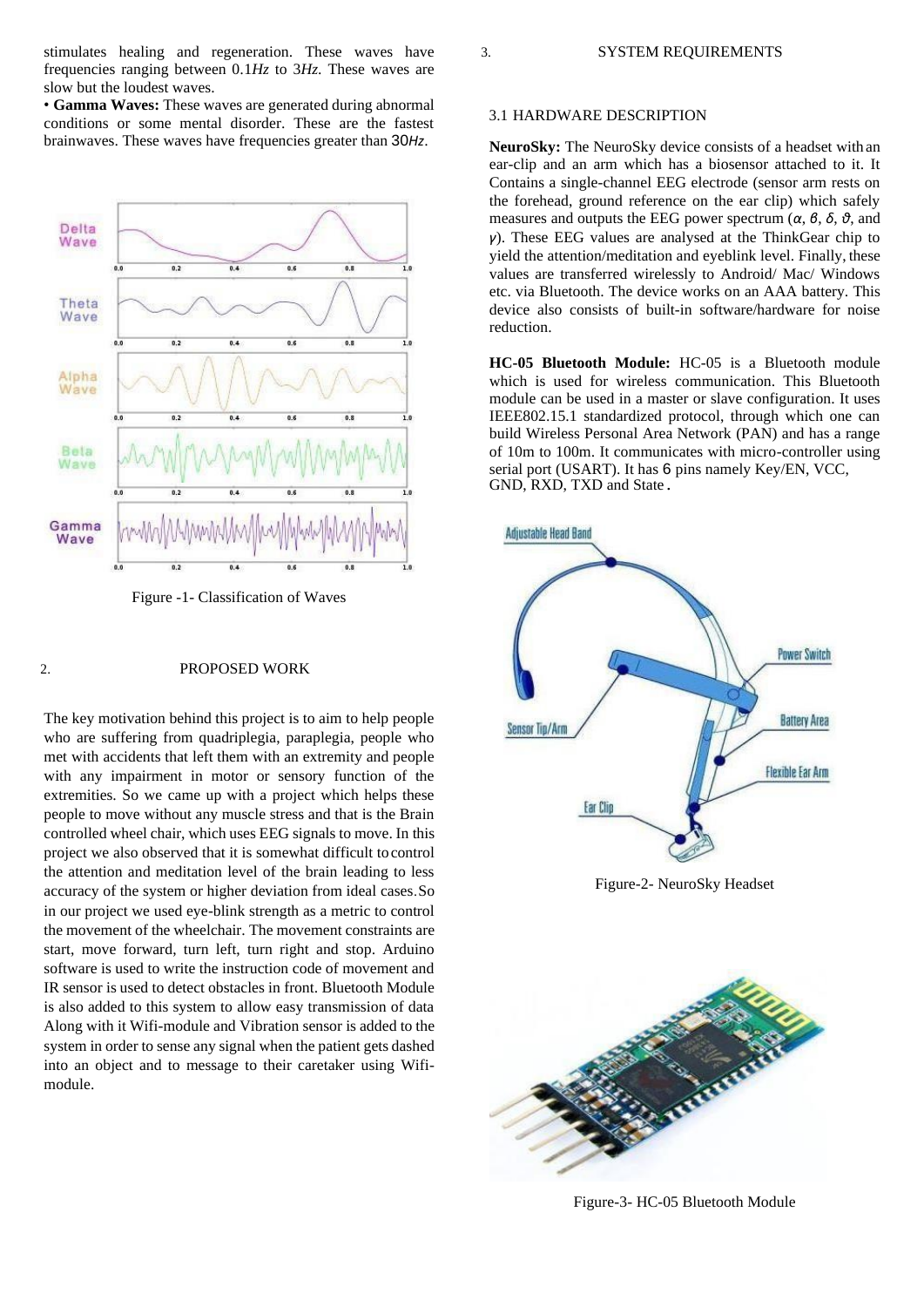stimulates healing and regeneration. These waves have frequencies ranging between 0.1*Hz* to 3*Hz*. These waves are slow but the loudest waves.

• **Gamma Waves:** These waves are generated during abnormal conditions or some mental disorder. These are the fastest brainwaves. These waves have frequencies greater than 30*Hz*.

Figure -1- Classification of Waves

## 2. PROPOSED WORK

The key motivation behind this project is to aim to help people who are suffering from quadriplegia, paraplegia, people who met with accidents that left them with an extremity and people with any impairment in motor or sensory function of the extremities. So we came up with a project which helps these people to move without any muscle stress and that is the Brain controlled wheel chair, which uses EEG signals to move. In this project we also observed that it is somewhat difficult to control the attention and meditation level of the brain leading to less accuracy of the system or higher deviation from ideal cases. So in our project we used eye-blink strength as a metric to control the movement of the wheelchair. The movement constraints are start, move forward, turn left, turn right and stop. Arduino software is used to write the instruction code of movement and IR sensor is used to detect obstacles in front. Bluetooth Module is also added to this system to allow easy transmission of data Along with it Wifi-module and Vibration sensor is added to the system in order to sense any signal when the patient gets dashed into an object and to message to their caretaker using Wifi-module.

## 3. SYSTEM REQUIREMENTS

### 3.1 HARDWARE DESCRIPTION

**NeuroSky:** The NeuroSky device consists of a headset with an ear-clip and an arm which has a biosensor attached to it. It Contains a single-channel EEG electrode (sensor arm rests on the forehead, ground reference on the ear clip) which safely measures and outputs the EEG power spectrum ($\alpha$, $\beta$, $\delta$, $\vartheta$, and $\gamma$). These EEG values are analysed at the ThinkGear chip to yield the attention/meditation and eyeblink level. Finally, these values are transferred wirelessly to Android/ Mac/ Windows etc. via Bluetooth. The device works on an AAA battery. This device also consists of built-in software/hardware for noise reduction.

**HC-05 Bluetooth Module:** HC-05 is a Bluetooth module which is used for wireless communication. This Bluetooth module can be used in a master or slave configuration. It uses IEEE802.15.1 standardized protocol, through which one can build Wireless Personal Area Network (PAN) and has a range of 10m to 100m. It communicates with micro-controller using serial port (USART). It has 6 pins namely Key/EN, VCC, GND, RXD, TXD and State.

Figure-2- NeuroSky Headset

Figure-3- HC-05 Bluetooth Module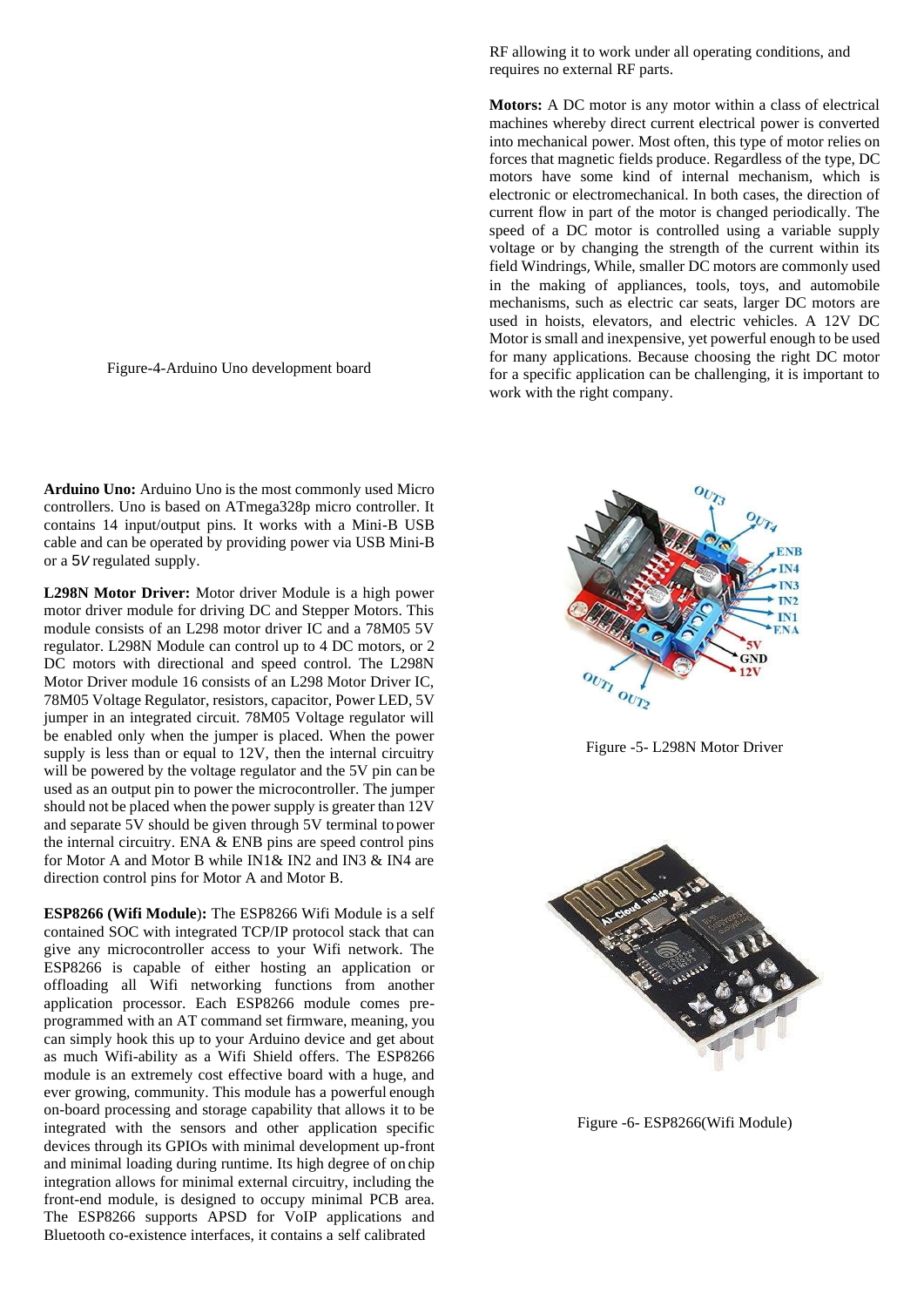Figure-4-Arduino Uno development board

**Arduino Uno:** Arduino Uno is the most commonly used Micro controllers. Uno is based on ATmega328p micro controller. It contains 14 input/output pins. It works with a Mini-B USB cable and can be operated by providing power via USB Mini-B or a 5V regulated supply.

**L298N Motor Driver:** Motor driver Module is a high power motor driver module for driving DC and Stepper Motors. This module consists of an L298 motor driver IC and a 78M05 5V regulator. L298N Module can control up to 4 DC motors, or 2 DC motors with directional and speed control. The L298N Motor Driver module 16 consists of an L298 Motor Driver IC, 78M05 Voltage Regulator, resistors, capacitor, Power LED, 5V jumper in an integrated circuit. 78M05 Voltage regulator will be enabled only when the jumper is placed. When the power supply is less than or equal to 12V, then the internal circuitry will be powered by the voltage regulator and the 5V pin can be used as an output pin to power the microcontroller. The jumper should not be placed when the power supply is greater than 12V and separate 5V should be given through 5V terminal to power the internal circuitry. ENA & ENB pins are speed control pins for Motor A and Motor B while IN1& IN2 and IN3 & IN4 are direction control pins for Motor A and Motor B.

**ESP8266 (Wifi Module):** The ESP8266 Wifi Module is a self contained SOC with integrated TCP/IP protocol stack that can give any microcontroller access to your Wifi network. The ESP8266 is capable of either hosting an application or offloading all Wifi networking functions from another application processor. Each ESP8266 module comes pre-programmed with an AT command set firmware, meaning, you can simply hook this up to your Arduino device and get about as much Wifi-ability as a Wifi Shield offers. The ESP8266 module is an extremely cost effective board with a huge, and ever growing, community. This module has a powerful enough on-board processing and storage capability that allows it to be integrated with the sensors and other application specific devices through its GPIOs with minimal development up-front and minimal loading during runtime. Its high degree of on chip integration allows for minimal external circuitry, including the front-end module, is designed to occupy minimal PCB area. The ESP8266 supports APSD for VoIP applications and Bluetooth co-existence interfaces, it contains a self calibrated RF allowing it to work under all operating conditions, and requires no external RF parts.

**Motors:** A DC motor is any motor within a class of electrical machines whereby direct current electrical power is converted into mechanical power. Most often, this type of motor relies on forces that magnetic fields produce. Regardless of the type, DC motors have some kind of internal mechanism, which is electronic or electromechanical. In both cases, the direction of current flow in part of the motor is changed periodically. The speed of a DC motor is controlled using a variable supply voltage or by changing the strength of the current within its field Windrings, While, smaller DC motors are commonly used in the making of appliances, tools, toys, and automobile mechanisms, such as electric car seats, larger DC motors are used in hoists, elevators, and electric vehicles. A 12V DC Motor is small and inexpensive, yet powerful enough to be used for many applications. Because choosing the right DC motor for a specific application can be challenging, it is important to work with the right company.

Figure -5- L298N Motor Driver

Figure -6- ESP8266(Wifi Module)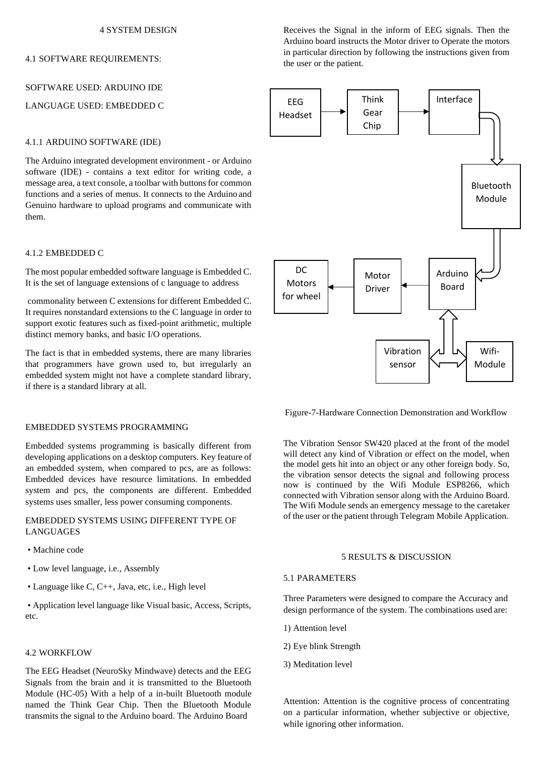# 4 SYSTEM DESIGN

## 4.1 SOFTWARE REQUIREMENTS:

SOFTWARE USED: ARDUINO IDE

LANGUAGE USED: EMBEDDED C

### 4.1.1 ARDUINO SOFTWARE (IDE)

The Arduino integrated development environment - or Arduino software (IDE) - contains a text editor for writing code, a message area, a text console, a toolbar with buttons for common functions and a series of menus. It connects to the Arduino and Genuino hardware to upload programs and communicate with them.

### 4.1.2 EMBEDDED C

The most popular embedded software language is Embedded C. It is the set of language extensions of c language to address

commonality between C extensions for different Embedded C. It requires nonstandard extensions to the C language in order to support exotic features such as fixed-point arithmetic, multiple distinct memory banks, and basic I/O operations.

The fact is that in embedded systems, there are many libraries that programmers have grown used to, but irregularly an embedded system might not have a complete standard library, if there is a standard library at all.

EMBEDDED SYSTEMS PROGRAMMING

Embedded systems programming is basically different from developing applications on a desktop computers. Key feature of an embedded system, when compared to pcs, are as follows: Embedded devices have resource limitations. In embedded system and pcs, the components are different. Embedded systems uses smaller, less power consuming components.

EMBEDDED SYSTEMS USING DIFFERENT TYPE OF LANGUAGES

- Machine code
- Low level language, i.e., Assembly
- Language like C, C++, Java, etc, i.e., High level
- Application level language like Visual basic, Access, Scripts, etc.

## 4.2 WORKFLOW

The EEG Headset (NeuroSky Mindwave) detects and the EEG Signals from the brain and it is transmitted to the Bluetooth Module (HC-05) With a help of a in-built Bluetooth module named the Think Gear Chip. Then the Bluetooth Module transmits the signal to the Arduino board. The Arduino Board Receives the Signal in the inform of EEG signals. Then the Arduino board instructs the Motor driver to Operate the motors in particular direction by following the instructions given from the user or the patient.

EEG Headset → Think Gear Chip → Interface → Bluetooth Module → Arduino Board → Motor Driver → DC Motors for wheel; Vibration sensor ⇔ Arduino Board ⇔ Wifi-Module

Figure-7-Hardware Connection Demonstration and Workflow

The Vibration Sensor SW420 placed at the front of the model will detect any kind of Vibration or effect on the model, when the model gets hit into an object or any other foreign body. So, the vibration sensor detects the signal and following process now is continued by the Wifi Module ESP8266, which connected with Vibration sensor along with the Arduino Board. The Wifi Module sends an emergency message to the caretaker of the user or the patient through Telegram Mobile Application.

# 5 RESULTS & DISCUSSION

## 5.1 PARAMETERS

Three Parameters were designed to compare the Accuracy and design performance of the system. The combinations used are:

1) Attention level
2) Eye blink Strength
3) Meditation level

Attention: Attention is the cognitive process of concentrating on a particular information, whether subjective or objective, while ignoring other information.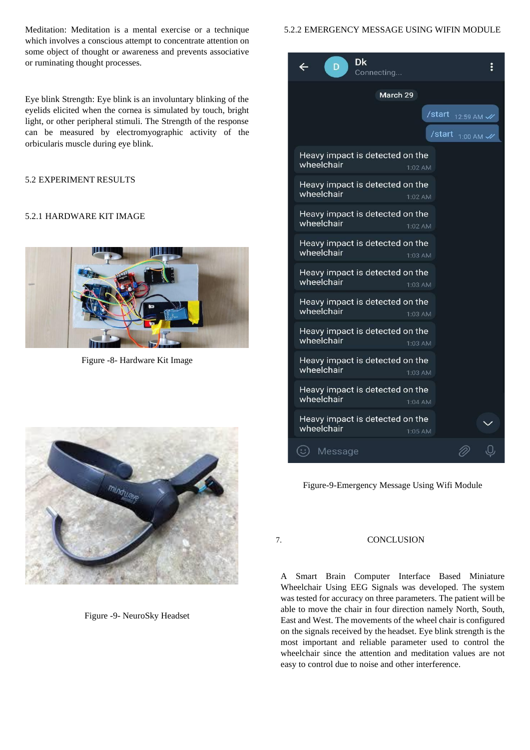Meditation: Meditation is a mental exercise or a technique which involves a conscious attempt to concentrate attention on some object of thought or awareness and prevents associative or ruminating thought processes.

Eye blink Strength: Eye blink is an involuntary blinking of the eyelids elicited when the cornea is simulated by touch, bright light, or other peripheral stimuli. The Strength of the response can be measured by electromyographic activity of the orbicularis muscle during eye blink.

## 5.2 EXPERIMENT RESULTS

### 5.2.1 HARDWARE KIT IMAGE

Figure -8- Hardware Kit Image

Figure -9- NeuroSky Headset

### 5.2.2 EMERGENCY MESSAGE USING WIFIN MODULE

Figure-9-Emergency Message Using Wifi Module

## 7. CONCLUSION

A Smart Brain Computer Interface Based Miniature Wheelchair Using EEG Signals was developed. The system was tested for accuracy on three parameters. The patient will be able to move the chair in four direction namely North, South, East and West. The movements of the wheel chair is configured on the signals received by the headset. Eye blink strength is the most important and reliable parameter used to control the wheelchair since the attention and meditation values are not easy to control due to noise and other interference.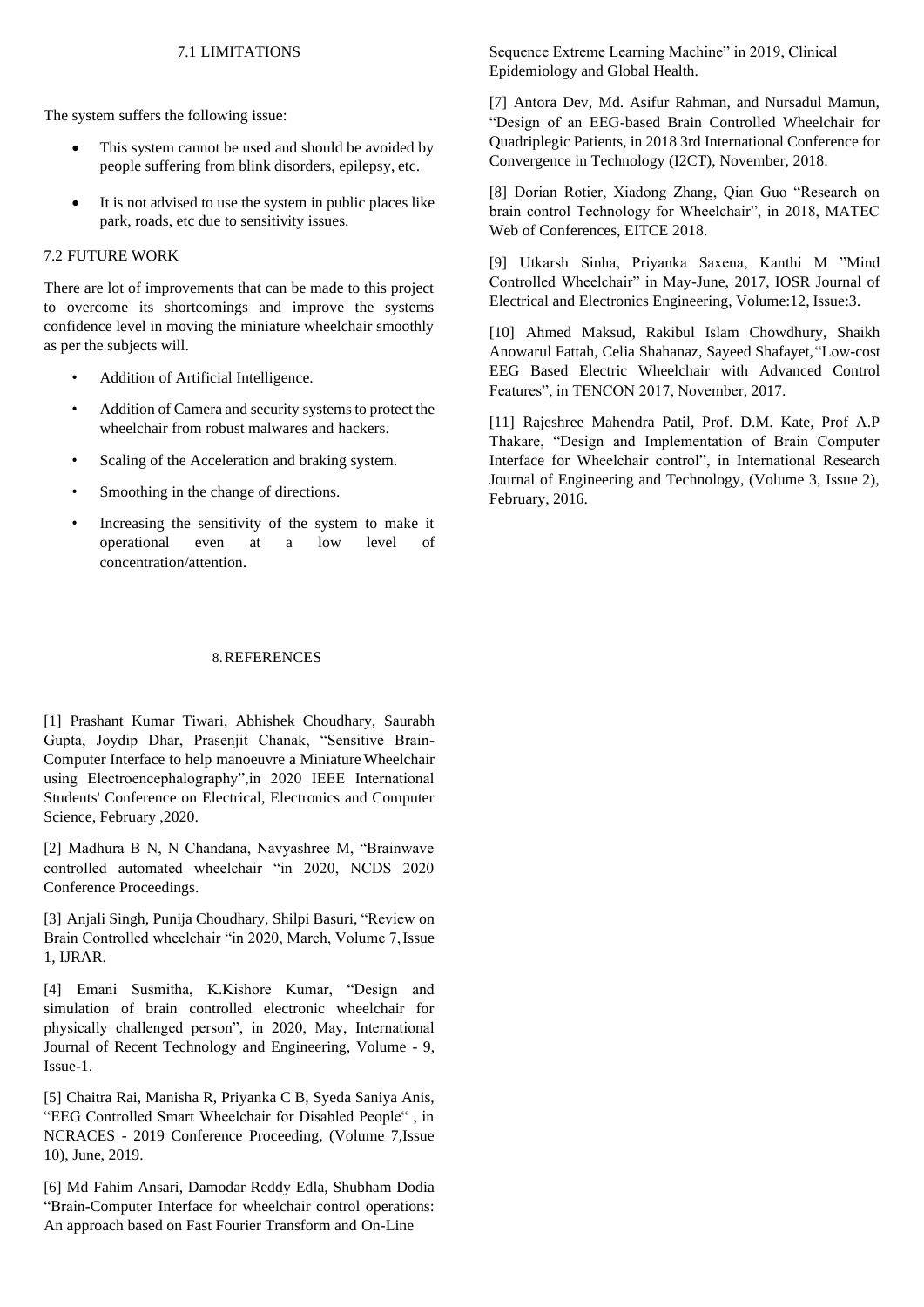### 7.1 LIMITATIONS

The system suffers the following issue:

- This system cannot be used and should be avoided by people suffering from blink disorders, epilepsy, etc.
- It is not advised to use the system in public places like park, roads, etc due to sensitivity issues.

### 7.2 FUTURE WORK

There are lot of improvements that can be made to this project to overcome its shortcomings and improve the systems confidence level in moving the miniature wheelchair smoothly as per the subjects will.

- Addition of Artificial Intelligence.
- Addition of Camera and security systems to protect the wheelchair from robust malwares and hackers.
- Scaling of the Acceleration and braking system.
- Smoothing in the change of directions.
- Increasing the sensitivity of the system to make it operational even at a low level of concentration/attention.

## 8. REFERENCES

[1] Prashant Kumar Tiwari, Abhishek Choudhary, Saurabh Gupta, Joydip Dhar, Prasenjit Chanak, "Sensitive Brain-Computer Interface to help manoeuvre a Miniature Wheelchair using Electroencephalography",in 2020 IEEE International Students' Conference on Electrical, Electronics and Computer Science, February ,2020.

[2] Madhura B N, N Chandana, Navyashree M, "Brainwave controlled automated wheelchair "in 2020, NCDS 2020 Conference Proceedings.

[3] Anjali Singh, Punija Choudhary, Shilpi Basuri, "Review on Brain Controlled wheelchair "in 2020, March, Volume 7, Issue 1, IJRAR.

[4] Emani Susmitha, K.Kishore Kumar, "Design and simulation of brain controlled electronic wheelchair for physically challenged person", in 2020, May, International Journal of Recent Technology and Engineering, Volume - 9, Issue-1.

[5] Chaitra Rai, Manisha R, Priyanka C B, Syeda Saniya Anis, "EEG Controlled Smart Wheelchair for Disabled People" , in NCRACES - 2019 Conference Proceeding, (Volume 7,Issue 10), June, 2019.

[6] Md Fahim Ansari, Damodar Reddy Edla, Shubham Dodia "Brain-Computer Interface for wheelchair control operations: An approach based on Fast Fourier Transform and On-Line Sequence Extreme Learning Machine" in 2019, Clinical Epidemiology and Global Health.

[7] Antora Dev, Md. Asifur Rahman, and Nursadul Mamun, "Design of an EEG-based Brain Controlled Wheelchair for Quadriplegic Patients, in 2018 3rd International Conference for Convergence in Technology (I2CT), November, 2018.

[8] Dorian Rotier, Xiadong Zhang, Qian Guo "Research on brain control Technology for Wheelchair", in 2018, MATEC Web of Conferences, EITCE 2018.

[9] Utkarsh Sinha, Priyanka Saxena, Kanthi M "Mind Controlled Wheelchair" in May-June, 2017, IOSR Journal of Electrical and Electronics Engineering, Volume:12, Issue:3.

[10] Ahmed Maksud, Rakibul Islam Chowdhury, Shaikh Anowarul Fattah, Celia Shahanaz, Sayeed Shafayet, "Low-cost EEG Based Electric Wheelchair with Advanced Control Features", in TENCON 2017, November, 2017.

[11] Rajeshree Mahendra Patil, Prof. D.M. Kate, Prof A.P Thakare, "Design and Implementation of Brain Computer Interface for Wheelchair control", in International Research Journal of Engineering and Technology, (Volume 3, Issue 2), February, 2016.